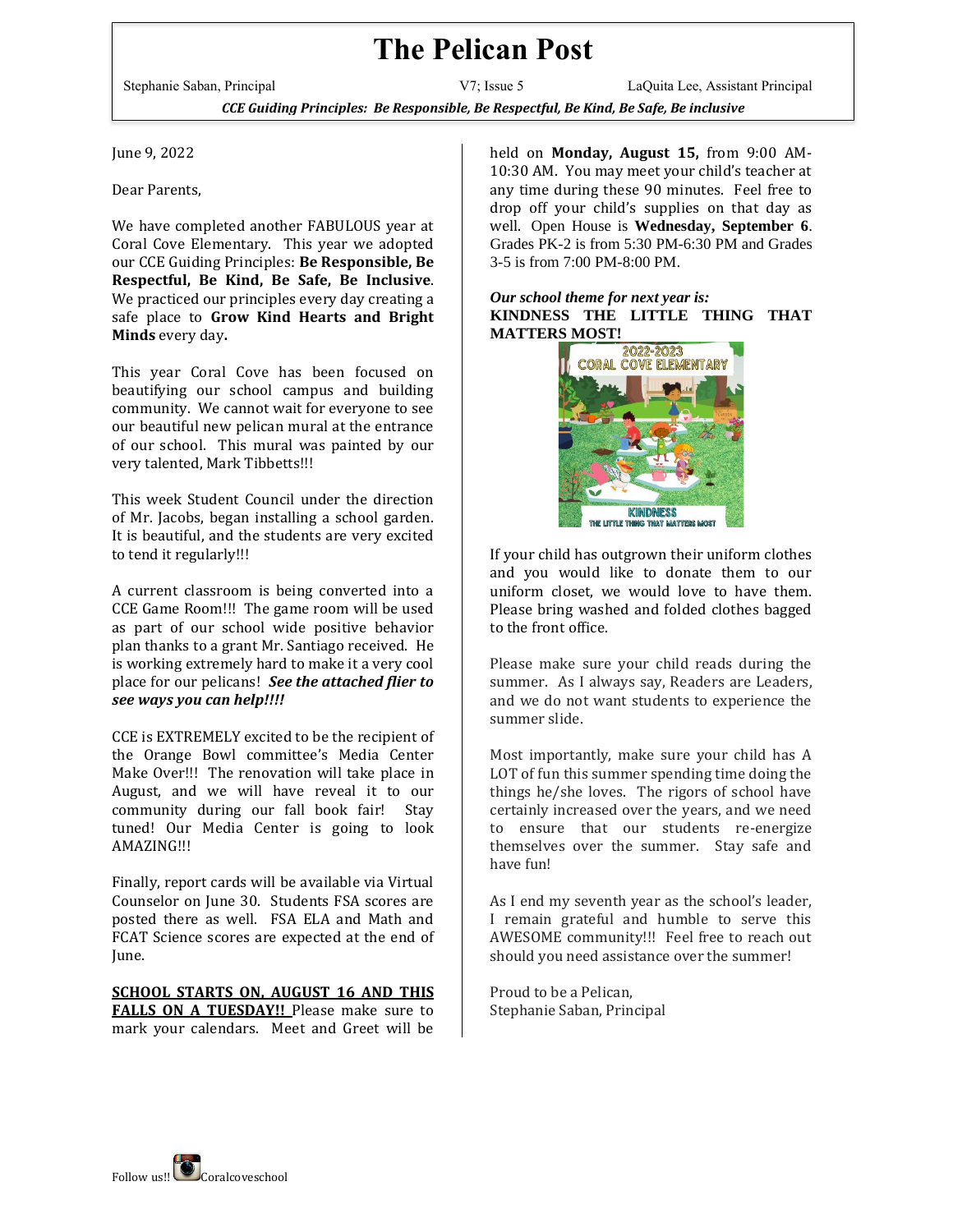# The Pelican Post

Stephanie Saban, Principal | V7; Issue 5 | LaQuita Lee, Assistant Principal

***CCE Guiding Principles: Be Responsible, Be Respectful, Be Kind, Be Safe, Be inclusive***

June 9, 2022

Dear Parents,

We have completed another FABULOUS year at Coral Cove Elementary. This year we adopted our CCE Guiding Principles: **Be Responsible, Be Respectful, Be Kind, Be Safe, Be Inclusive**. We practiced our principles every day creating a safe place to **Grow Kind Hearts and Bright Minds** every day**.**

This year Coral Cove has been focused on beautifying our school campus and building community. We cannot wait for everyone to see our beautiful new pelican mural at the entrance of our school. This mural was painted by our very talented, Mark Tibbetts!!!

This week Student Council under the direction of Mr. Jacobs, began installing a school garden. It is beautiful, and the students are very excited to tend it regularly!!!

A current classroom is being converted into a CCE Game Room!!! The game room will be used as part of our school wide positive behavior plan thanks to a grant Mr. Santiago received. He is working extremely hard to make it a very cool place for our pelicans! ***See the attached flier to see ways you can help!!!!***

CCE is EXTREMELY excited to be the recipient of the Orange Bowl committee's Media Center Make Over!!! The renovation will take place in August, and we will have reveal it to our community during our fall book fair! Stay tuned! Our Media Center is going to look AMAZING!!!

Finally, report cards will be available via Virtual Counselor on June 30. Students FSA scores are posted there as well. FSA ELA and Math and FCAT Science scores are expected at the end of June.

**SCHOOL STARTS ON, AUGUST 16 AND THIS FALLS ON A TUESDAY!!** Please make sure to mark your calendars. Meet and Greet will be held on **Monday, August 15,** from 9:00 AM-10:30 AM. You may meet your child's teacher at any time during these 90 minutes. Feel free to drop off your child's supplies on that day as well. Open House is **Wednesday, September 6**. Grades PK-2 is from 5:30 PM-6:30 PM and Grades 3-5 is from 7:00 PM-8:00 PM.

***Our school theme for next year is:***
**KINDNESS THE LITTLE THING THAT MATTERS MOST!**

If your child has outgrown their uniform clothes and you would like to donate them to our uniform closet, we would love to have them. Please bring washed and folded clothes bagged to the front office.

Please make sure your child reads during the summer. As I always say, Readers are Leaders, and we do not want students to experience the summer slide.

Most importantly, make sure your child has A LOT of fun this summer spending time doing the things he/she loves. The rigors of school have certainly increased over the years, and we need to ensure that our students re-energize themselves over the summer. Stay safe and have fun!

As I end my seventh year as the school's leader, I remain grateful and humble to serve this AWESOME community!!! Feel free to reach out should you need assistance over the summer!

Proud to be a Pelican,
Stephanie Saban, Principal

Follow us!! Coralcoveschool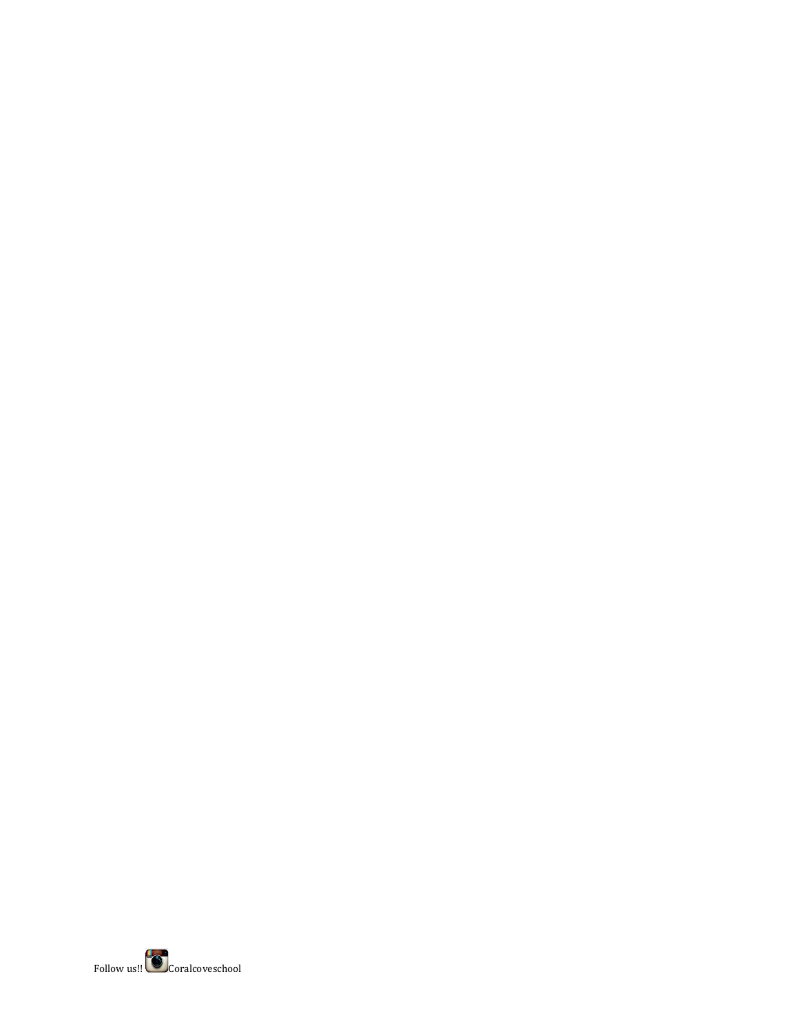Follow us!! Coralcoveschool